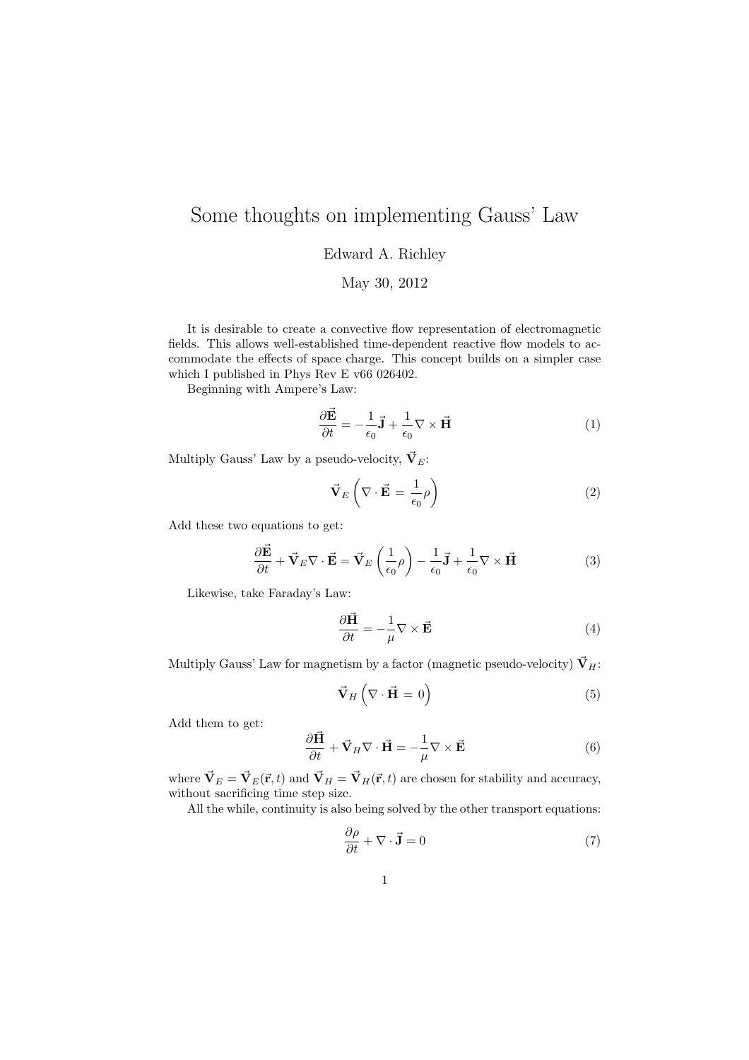# Some thoughts on implementing Gauss' Law

Edward A. Richley

May 30, 2012

It is desirable to create a convective flow representation of electromagnetic fields. This allows well-established time-dependent reactive flow models to accommodate the effects of space charge. This concept builds on a simpler case which I published in Phys Rev E v66 026402.

Beginning with Ampere's Law:

$$\frac{\partial \vec{\mathbf{E}}}{\partial t} = -\frac{1}{\epsilon_0}\vec{\mathbf{J}} + \frac{1}{\epsilon_0}\nabla \times \vec{\mathbf{H}} \tag{1}$$

Multiply Gauss' Law by a pseudo-velocity, $\vec{\mathbf{V}}_E$:

$$\vec{\mathbf{V}}_E \left( \nabla \cdot \vec{\mathbf{E}} = \frac{1}{\epsilon_0}\rho \right) \tag{2}$$

Add these two equations to get:

$$\frac{\partial \vec{\mathbf{E}}}{\partial t} + \vec{\mathbf{V}}_E \nabla \cdot \vec{\mathbf{E}} = \vec{\mathbf{V}}_E \left( \frac{1}{\epsilon_0}\rho \right) - \frac{1}{\epsilon_0}\vec{\mathbf{J}} + \frac{1}{\epsilon_0}\nabla \times \vec{\mathbf{H}} \tag{3}$$

Likewise, take Faraday's Law:

$$\frac{\partial \vec{\mathbf{H}}}{\partial t} = -\frac{1}{\mu}\nabla \times \vec{\mathbf{E}} \tag{4}$$

Multiply Gauss' Law for magnetism by a factor (magnetic pseudo-velocity) $\vec{\mathbf{V}}_H$:

$$\vec{\mathbf{V}}_H \left( \nabla \cdot \vec{\mathbf{H}} = 0 \right) \tag{5}$$

Add them to get:

$$\frac{\partial \vec{\mathbf{H}}}{\partial t} + \vec{\mathbf{V}}_H \nabla \cdot \vec{\mathbf{H}} = -\frac{1}{\mu}\nabla \times \vec{\mathbf{E}} \tag{6}$$

where $\vec{\mathbf{V}}_E = \vec{\mathbf{V}}_E(\vec{\mathbf{r}}, t)$ and $\vec{\mathbf{V}}_H = \vec{\mathbf{V}}_H(\vec{\mathbf{r}}, t)$ are chosen for stability and accuracy, without sacrificing time step size.

All the while, continuity is also being solved by the other transport equations:

$$\frac{\partial \rho}{\partial t} + \nabla \cdot \vec{\mathbf{J}} = 0 \tag{7}$$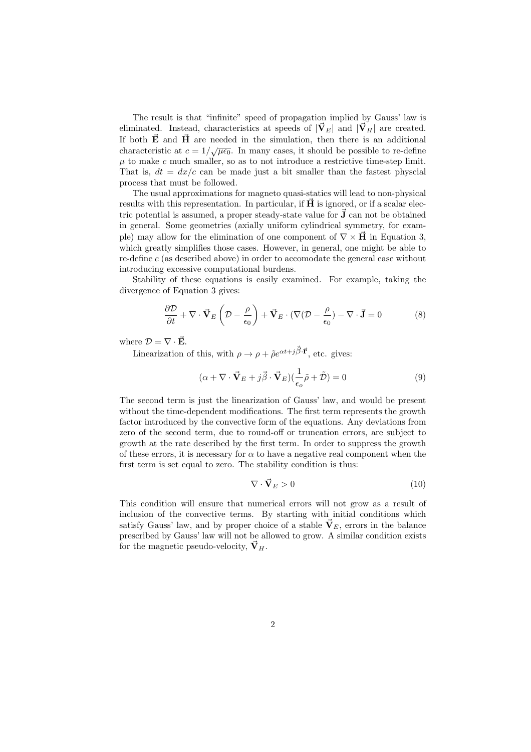The result is that "infinite" speed of propagation implied by Gauss' law is eliminated. Instead, characteristics at speeds of $|\vec{\mathbf{V}}_E|$ and $|\vec{\mathbf{V}}_H|$ are created. If both $\vec{\mathbf{E}}$ and $\vec{\mathbf{H}}$ are needed in the simulation, then there is an additional characteristic at $c = 1/\sqrt{\mu\epsilon_0}$. In many cases, it should be possible to re-define $\mu$ to make $c$ much smaller, so as to not introduce a restrictive time-step limit. That is, $dt = dx/c$ can be made just a bit smaller than the fastest physcial process that must be followed.

The usual approximations for magneto quasi-statics will lead to non-physical results with this representation. In particular, if $\vec{\mathbf{H}}$ is ignored, or if a scalar electric potential is assumed, a proper steady-state value for $\vec{\mathbf{J}}$ can not be obtained in general. Some geometries (axially uniform cylindrical symmetry, for example) may allow for the elimination of one component of $\nabla \times \vec{\mathbf{H}}$ in Equation 3, which greatly simplifies those cases. However, in general, one might be able to re-define $c$ (as described above) in order to accomodate the general case without introducing excessive computational burdens.

Stability of these equations is easily examined. For example, taking the divergence of Equation 3 gives:

$$\frac{\partial \mathcal{D}}{\partial t} + \nabla \cdot \vec{\mathbf{V}}_E \left( \mathcal{D} - \frac{\rho}{\epsilon_0} \right) + \vec{\mathbf{V}}_E \cdot (\nabla(\mathcal{D} - \frac{\rho}{\epsilon_0}) - \nabla \cdot \vec{\mathbf{J}} = 0 \tag{8}$$

where $\mathcal{D} = \nabla \cdot \vec{\mathbf{E}}$.

Linearization of this, with $\rho \rightarrow \rho + \tilde{\rho} e^{\alpha t + j\vec{\beta}\cdot\vec{\mathbf{r}}}$, etc. gives:

$$(\alpha + \nabla \cdot \vec{\mathbf{V}}_E + j\vec{\beta} \cdot \vec{\mathbf{V}}_E)(\frac{1}{\epsilon_o}\tilde{\rho} + \tilde{\mathcal{D}}) = 0 \tag{9}$$

The second term is just the linearization of Gauss' law, and would be present without the time-dependent modifications. The first term represents the growth factor introduced by the convective form of the equations. Any deviations from zero of the second term, due to round-off or truncation errors, are subject to growth at the rate described by the first term. In order to suppress the growth of these errors, it is necessary for $\alpha$ to have a negative real component when the first term is set equal to zero. The stability condition is thus:

$$\nabla \cdot \vec{\mathbf{V}}_E > 0 \tag{10}$$

This condition will ensure that numerical errors will not grow as a result of inclusion of the convective terms. By starting with initial conditions which satisfy Gauss' law, and by proper choice of a stable $\vec{\mathbf{V}}_E$, errors in the balance prescribed by Gauss' law will not be allowed to grow. A similar condition exists for the magnetic pseudo-velocity, $\vec{\mathbf{V}}_H$.